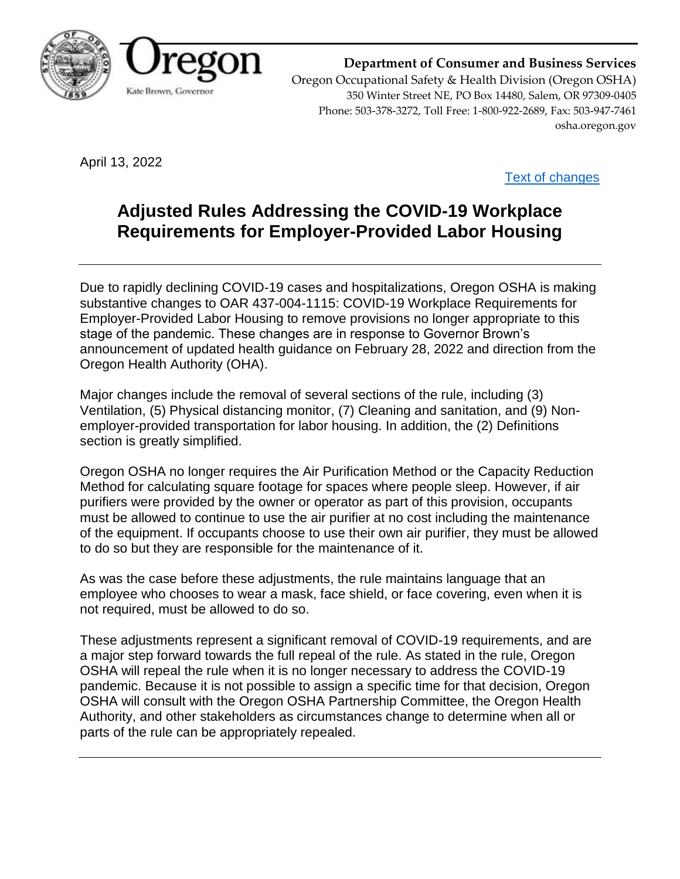**Department of Consumer and Business Services**
Oregon Occupational Safety & Health Division (Oregon OSHA)
350 Winter Street NE, PO Box 14480, Salem, OR 97309-0405
Phone: 503-378-3272, Toll Free: 1-800-922-2689, Fax: 503-947-7461
osha.oregon.gov

Oregon
Kate Brown, Governor

April 13, 2022

Text of changes

# Adjusted Rules Addressing the COVID-19 Workplace Requirements for Employer-Provided Labor Housing

Due to rapidly declining COVID-19 cases and hospitalizations, Oregon OSHA is making substantive changes to OAR 437-004-1115: COVID-19 Workplace Requirements for Employer-Provided Labor Housing to remove provisions no longer appropriate to this stage of the pandemic. These changes are in response to Governor Brown's announcement of updated health guidance on February 28, 2022 and direction from the Oregon Health Authority (OHA).

Major changes include the removal of several sections of the rule, including (3) Ventilation, (5) Physical distancing monitor, (7) Cleaning and sanitation, and (9) Non-employer-provided transportation for labor housing. In addition, the (2) Definitions section is greatly simplified.

Oregon OSHA no longer requires the Air Purification Method or the Capacity Reduction Method for calculating square footage for spaces where people sleep. However, if air purifiers were provided by the owner or operator as part of this provision, occupants must be allowed to continue to use the air purifier at no cost including the maintenance of the equipment. If occupants choose to use their own air purifier, they must be allowed to do so but they are responsible for the maintenance of it.

As was the case before these adjustments, the rule maintains language that an employee who chooses to wear a mask, face shield, or face covering, even when it is not required, must be allowed to do so.

These adjustments represent a significant removal of COVID-19 requirements, and are a major step forward towards the full repeal of the rule. As stated in the rule, Oregon OSHA will repeal the rule when it is no longer necessary to address the COVID-19 pandemic. Because it is not possible to assign a specific time for that decision, Oregon OSHA will consult with the Oregon OSHA Partnership Committee, the Oregon Health Authority, and other stakeholders as circumstances change to determine when all or parts of the rule can be appropriately repealed.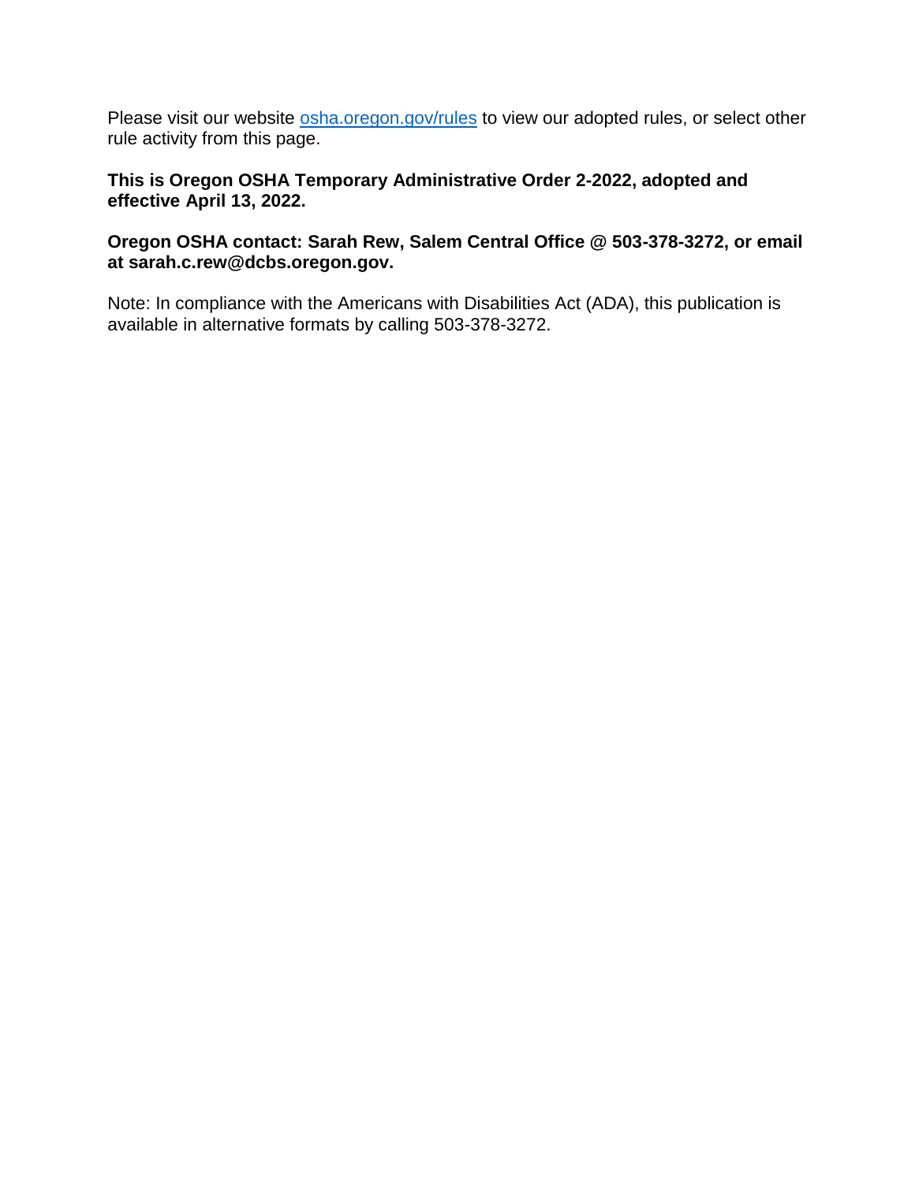Please visit our website [osha.oregon.gov/rules](osha.oregon.gov/rules) to view our adopted rules, or select other rule activity from this page.

**This is Oregon OSHA Temporary Administrative Order 2-2022, adopted and effective April 13, 2022.**

**Oregon OSHA contact: Sarah Rew, Salem Central Office @ 503-378-3272, or email at sarah.c.rew@dcbs.oregon.gov.**

Note: In compliance with the Americans with Disabilities Act (ADA), this publication is available in alternative formats by calling 503-378-3272.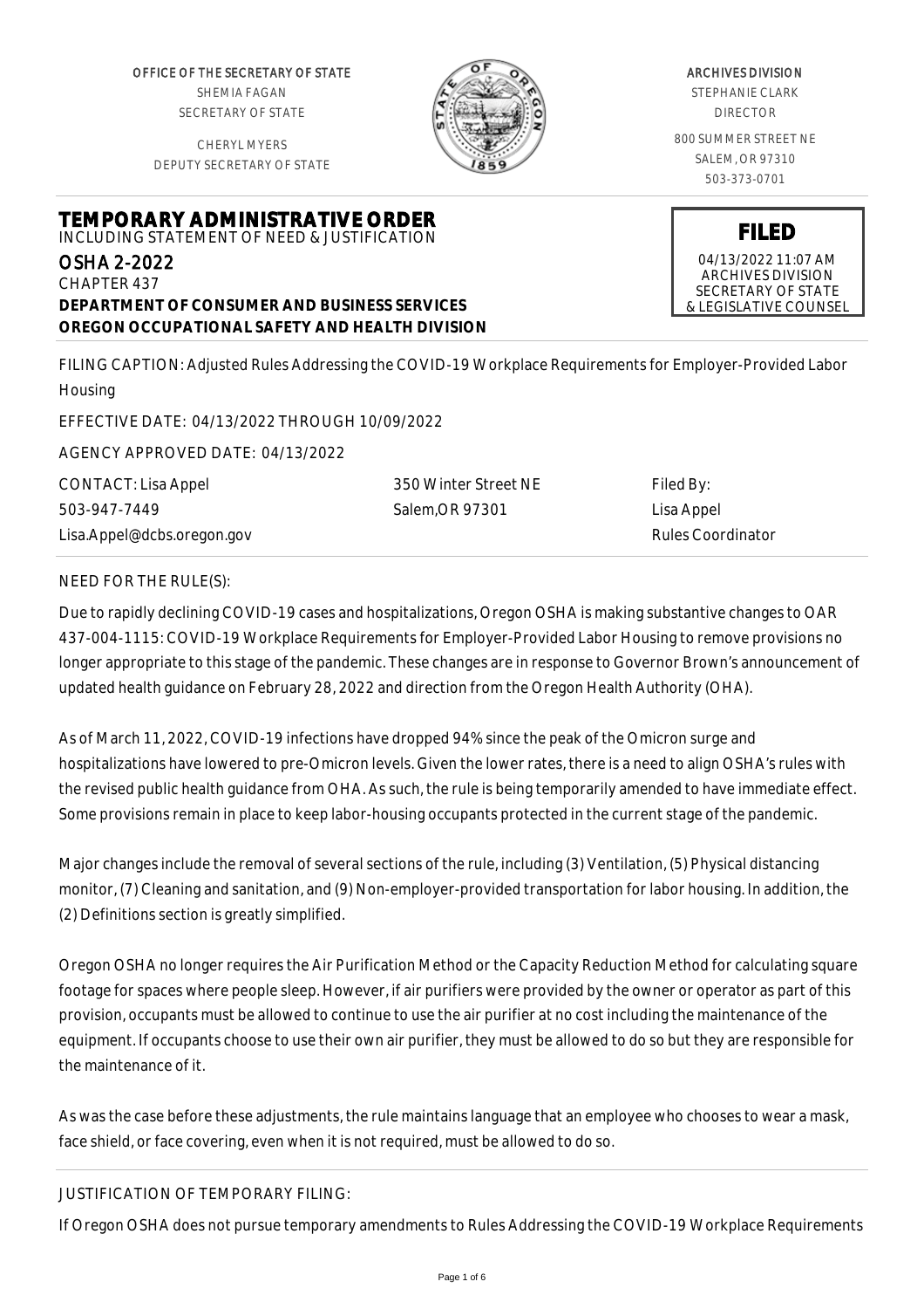OFFICE OF THE SECRETARY OF STATE
SHEMIA FAGAN
SECRETARY OF STATE

CHERYL MYERS
DEPUTY SECRETARY OF STATE

ARCHIVES DIVISION
STEPHANIE CLARK
DIRECTOR

800 SUMMER STREET NE
SALEM, OR 97310
503-373-0701

# TEMPORARY ADMINISTRATIVE ORDER

INCLUDING STATEMENT OF NEED & JUSTIFICATION

**FILED**
04/13/2022 11:07 AM
ARCHIVES DIVISION
SECRETARY OF STATE
& LEGISLATIVE COUNSEL

OSHA 2-2022
CHAPTER 437
**DEPARTMENT OF CONSUMER AND BUSINESS SERVICES**
**OREGON OCCUPATIONAL SAFETY AND HEALTH DIVISION**

FILING CAPTION: Adjusted Rules Addressing the COVID-19 Workplace Requirements for Employer-Provided Labor Housing

EFFECTIVE DATE: 04/13/2022 THROUGH 10/09/2022

AGENCY APPROVED DATE: 04/13/2022

| CONTACT: Lisa Appel | 350 Winter Street NE | Filed By: |
|---|---|---|
| 503-947-7449 | Salem,OR 97301 | Lisa Appel |
| Lisa.Appel@dcbs.oregon.gov | | Rules Coordinator |

NEED FOR THE RULE(S):

Due to rapidly declining COVID-19 cases and hospitalizations, Oregon OSHA is making substantive changes to OAR 437-004-1115: COVID-19 Workplace Requirements for Employer-Provided Labor Housing to remove provisions no longer appropriate to this stage of the pandemic. These changes are in response to Governor Brown's announcement of updated health guidance on February 28, 2022 and direction from the Oregon Health Authority (OHA).

As of March 11, 2022, COVID-19 infections have dropped 94% since the peak of the Omicron surge and hospitalizations have lowered to pre-Omicron levels. Given the lower rates, there is a need to align OSHA's rules with the revised public health guidance from OHA. As such, the rule is being temporarily amended to have immediate effect. Some provisions remain in place to keep labor-housing occupants protected in the current stage of the pandemic.

Major changes include the removal of several sections of the rule, including (3) Ventilation, (5) Physical distancing monitor, (7) Cleaning and sanitation, and (9) Non-employer-provided transportation for labor housing. In addition, the (2) Definitions section is greatly simplified.

Oregon OSHA no longer requires the Air Purification Method or the Capacity Reduction Method for calculating square footage for spaces where people sleep. However, if air purifiers were provided by the owner or operator as part of this provision, occupants must be allowed to continue to use the air purifier at no cost including the maintenance of the equipment. If occupants choose to use their own air purifier, they must be allowed to do so but they are responsible for the maintenance of it.

As was the case before these adjustments, the rule maintains language that an employee who chooses to wear a mask, face shield, or face covering, even when it is not required, must be allowed to do so.

JUSTIFICATION OF TEMPORARY FILING:

If Oregon OSHA does not pursue temporary amendments to Rules Addressing the COVID-19 Workplace Requirements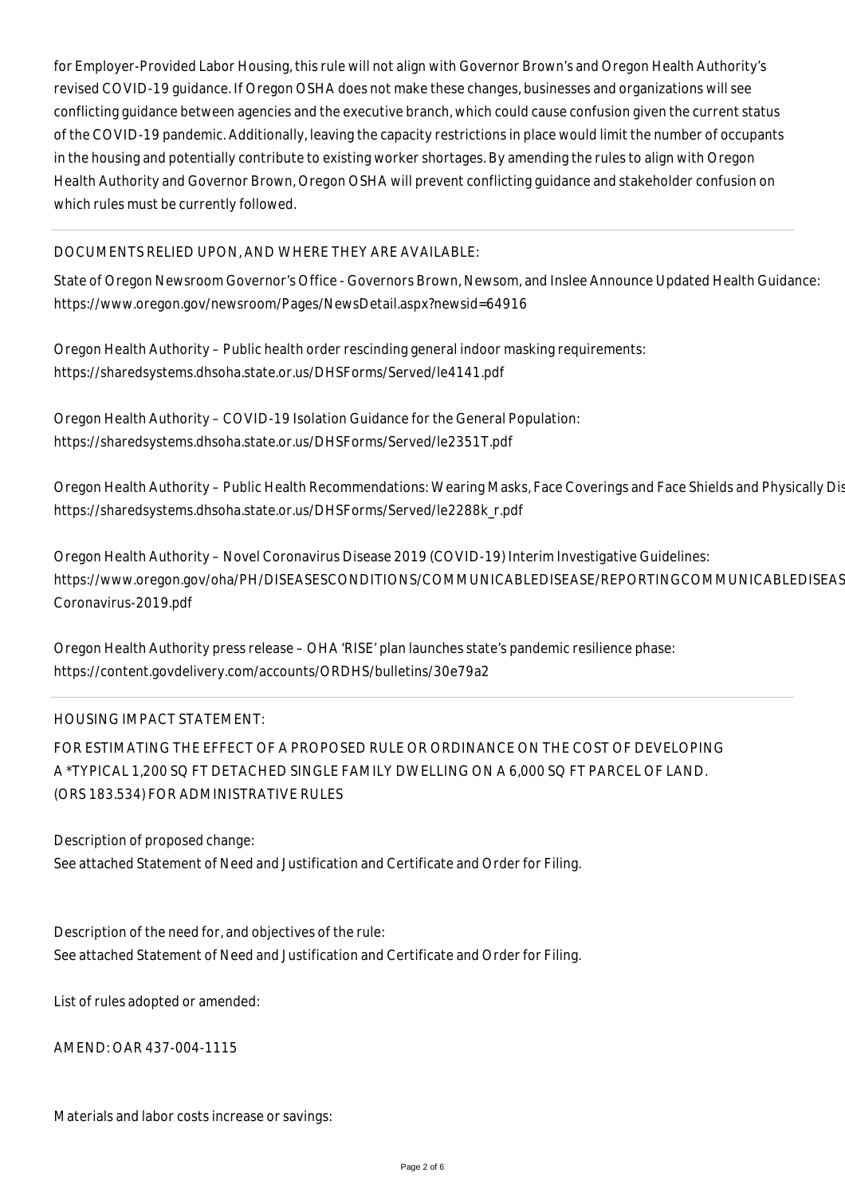for Employer-Provided Labor Housing, this rule will not align with Governor Brown's and Oregon Health Authority's revised COVID-19 guidance. If Oregon OSHA does not make these changes, businesses and organizations will see conflicting guidance between agencies and the executive branch, which could cause confusion given the current status of the COVID-19 pandemic. Additionally, leaving the capacity restrictions in place would limit the number of occupants in the housing and potentially contribute to existing worker shortages. By amending the rules to align with Oregon Health Authority and Governor Brown, Oregon OSHA will prevent conflicting guidance and stakeholder confusion on which rules must be currently followed.

---

DOCUMENTS RELIED UPON, AND WHERE THEY ARE AVAILABLE:

State of Oregon Newsroom Governor's Office - Governors Brown, Newsom, and Inslee Announce Updated Health Guidance: https://www.oregon.gov/newsroom/Pages/NewsDetail.aspx?newsid=64916

Oregon Health Authority – Public health order rescinding general indoor masking requirements: https://sharedsystems.dhsoha.state.or.us/DHSForms/Served/le4141.pdf

Oregon Health Authority – COVID-19 Isolation Guidance for the General Population: https://sharedsystems.dhsoha.state.or.us/DHSForms/Served/le2351T.pdf

Oregon Health Authority – Public Health Recommendations: Wearing Masks, Face Coverings and Face Shields and Physically Dis https://sharedsystems.dhsoha.state.or.us/DHSForms/Served/le2288k_r.pdf

Oregon Health Authority – Novel Coronavirus Disease 2019 (COVID-19) Interim Investigative Guidelines: https://www.oregon.gov/oha/PH/DISEASESCONDITIONS/COMMUNICABLEDISEASE/REPORTINGCOMMUNICABLEDISEAS Coronavirus-2019.pdf

Oregon Health Authority press release – OHA 'RISE' plan launches state's pandemic resilience phase: https://content.govdelivery.com/accounts/ORDHS/bulletins/30e79a2

---

HOUSING IMPACT STATEMENT:

FOR ESTIMATING THE EFFECT OF A PROPOSED RULE OR ORDINANCE ON THE COST OF DEVELOPING A *TYPICAL 1,200 SQ FT DETACHED SINGLE FAMILY DWELLING ON A 6,000 SQ FT PARCEL OF LAND. (ORS 183.534) FOR ADMINISTRATIVE RULES

Description of proposed change:
See attached Statement of Need and Justification and Certificate and Order for Filing.

Description of the need for, and objectives of the rule:
See attached Statement of Need and Justification and Certificate and Order for Filing.

List of rules adopted or amended:

AMEND: OAR 437-004-1115

Materials and labor costs increase or savings: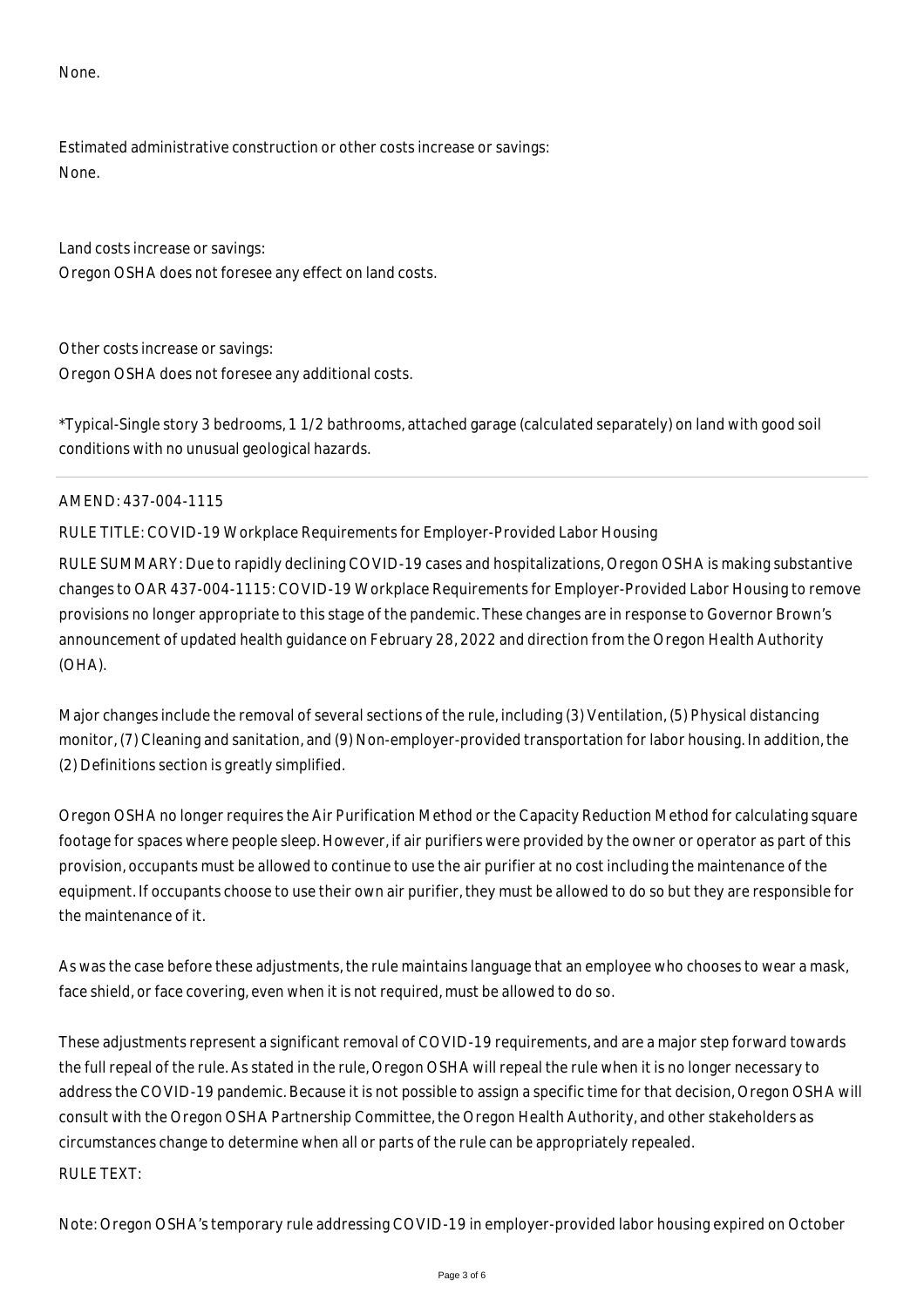None.

Estimated administrative construction or other costs increase or savings:
None.

Land costs increase or savings:
Oregon OSHA does not foresee any effect on land costs.

Other costs increase or savings:
Oregon OSHA does not foresee any additional costs.

*Typical-Single story 3 bedrooms, 1 1/2 bathrooms, attached garage (calculated separately) on land with good soil conditions with no unusual geological hazards.

---

AMEND: 437-004-1115

RULE TITLE: COVID-19 Workplace Requirements for Employer-Provided Labor Housing

RULE SUMMARY: Due to rapidly declining COVID-19 cases and hospitalizations, Oregon OSHA is making substantive changes to OAR 437-004-1115: COVID-19 Workplace Requirements for Employer-Provided Labor Housing to remove provisions no longer appropriate to this stage of the pandemic. These changes are in response to Governor Brown's announcement of updated health guidance on February 28, 2022 and direction from the Oregon Health Authority (OHA).

Major changes include the removal of several sections of the rule, including (3) Ventilation, (5) Physical distancing monitor, (7) Cleaning and sanitation, and (9) Non-employer-provided transportation for labor housing. In addition, the (2) Definitions section is greatly simplified.

Oregon OSHA no longer requires the Air Purification Method or the Capacity Reduction Method for calculating square footage for spaces where people sleep. However, if air purifiers were provided by the owner or operator as part of this provision, occupants must be allowed to continue to use the air purifier at no cost including the maintenance of the equipment. If occupants choose to use their own air purifier, they must be allowed to do so but they are responsible for the maintenance of it.

As was the case before these adjustments, the rule maintains language that an employee who chooses to wear a mask, face shield, or face covering, even when it is not required, must be allowed to do so.

These adjustments represent a significant removal of COVID-19 requirements, and are a major step forward towards the full repeal of the rule. As stated in the rule, Oregon OSHA will repeal the rule when it is no longer necessary to address the COVID-19 pandemic. Because it is not possible to assign a specific time for that decision, Oregon OSHA will consult with the Oregon OSHA Partnership Committee, the Oregon Health Authority, and other stakeholders as circumstances change to determine when all or parts of the rule can be appropriately repealed.

RULE TEXT:

Note: Oregon OSHA's temporary rule addressing COVID-19 in employer-provided labor housing expired on October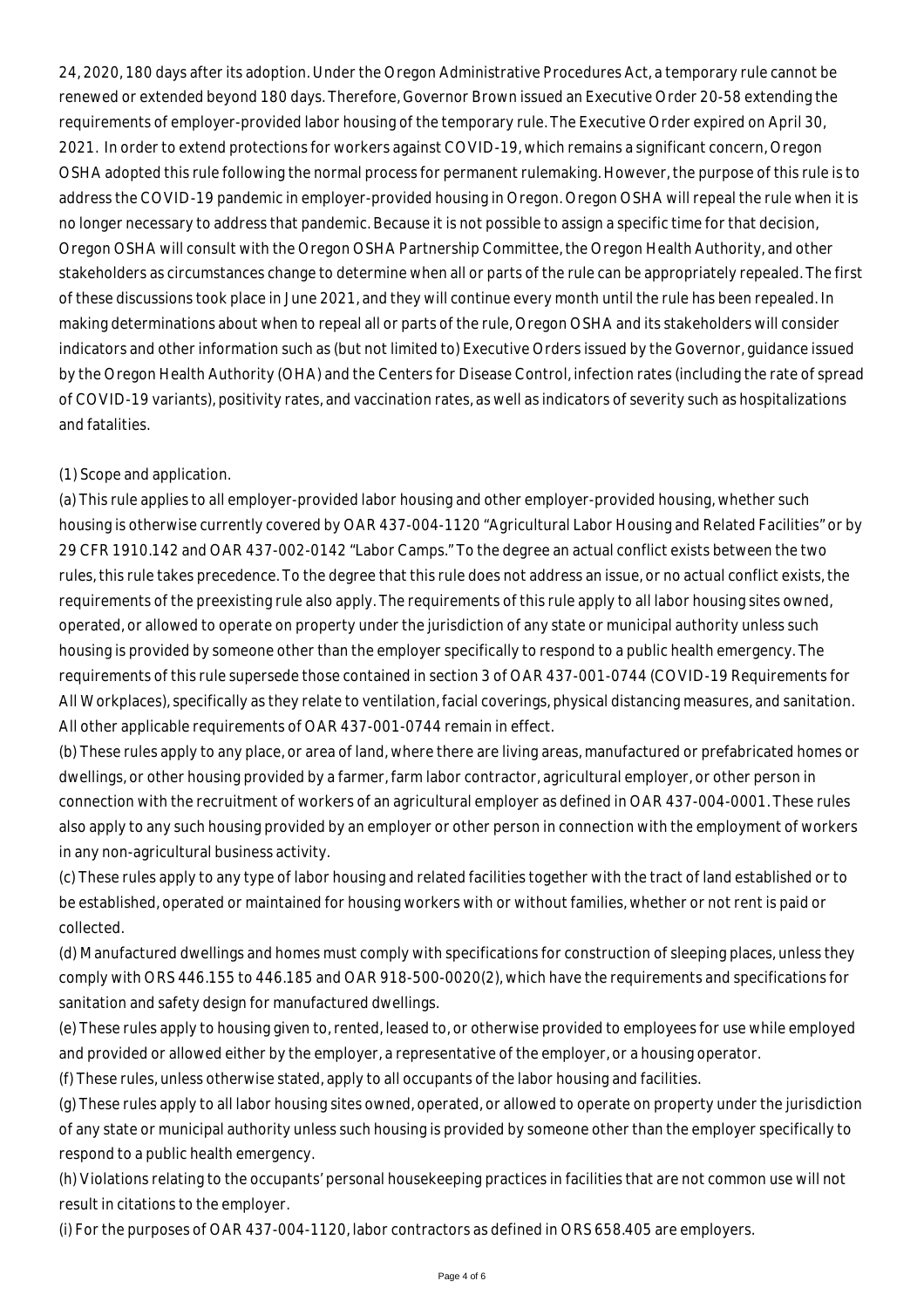24, 2020, 180 days after its adoption. Under the Oregon Administrative Procedures Act, a temporary rule cannot be renewed or extended beyond 180 days. Therefore, Governor Brown issued an Executive Order 20-58 extending the requirements of employer-provided labor housing of the temporary rule. The Executive Order expired on April 30, 2021. In order to extend protections for workers against COVID-19, which remains a significant concern, Oregon OSHA adopted this rule following the normal process for permanent rulemaking. However, the purpose of this rule is to address the COVID-19 pandemic in employer-provided housing in Oregon. Oregon OSHA will repeal the rule when it is no longer necessary to address that pandemic. Because it is not possible to assign a specific time for that decision, Oregon OSHA will consult with the Oregon OSHA Partnership Committee, the Oregon Health Authority, and other stakeholders as circumstances change to determine when all or parts of the rule can be appropriately repealed. The first of these discussions took place in June 2021, and they will continue every month until the rule has been repealed. In making determinations about when to repeal all or parts of the rule, Oregon OSHA and its stakeholders will consider indicators and other information such as (but not limited to) Executive Orders issued by the Governor, guidance issued by the Oregon Health Authority (OHA) and the Centers for Disease Control, infection rates (including the rate of spread of COVID-19 variants), positivity rates, and vaccination rates, as well as indicators of severity such as hospitalizations and fatalities.

(1) Scope and application.

(a) This rule applies to all employer-provided labor housing and other employer-provided housing, whether such housing is otherwise currently covered by OAR 437-004-1120 "Agricultural Labor Housing and Related Facilities" or by 29 CFR 1910.142 and OAR 437-002-0142 "Labor Camps." To the degree an actual conflict exists between the two rules, this rule takes precedence. To the degree that this rule does not address an issue, or no actual conflict exists, the requirements of the preexisting rule also apply. The requirements of this rule apply to all labor housing sites owned, operated, or allowed to operate on property under the jurisdiction of any state or municipal authority unless such housing is provided by someone other than the employer specifically to respond to a public health emergency. The requirements of this rule supersede those contained in section 3 of OAR 437-001-0744 (COVID-19 Requirements for All Workplaces), specifically as they relate to ventilation, facial coverings, physical distancing measures, and sanitation. All other applicable requirements of OAR 437-001-0744 remain in effect.

(b) These rules apply to any place, or area of land, where there are living areas, manufactured or prefabricated homes or dwellings, or other housing provided by a farmer, farm labor contractor, agricultural employer, or other person in connection with the recruitment of workers of an agricultural employer as defined in OAR 437-004-0001. These rules also apply to any such housing provided by an employer or other person in connection with the employment of workers in any non-agricultural business activity.

(c) These rules apply to any type of labor housing and related facilities together with the tract of land established or to be established, operated or maintained for housing workers with or without families, whether or not rent is paid or collected.

(d) Manufactured dwellings and homes must comply with specifications for construction of sleeping places, unless they comply with ORS 446.155 to 446.185 and OAR 918-500-0020(2), which have the requirements and specifications for sanitation and safety design for manufactured dwellings.

(e) These rules apply to housing given to, rented, leased to, or otherwise provided to employees for use while employed and provided or allowed either by the employer, a representative of the employer, or a housing operator.

(f) These rules, unless otherwise stated, apply to all occupants of the labor housing and facilities.

(g) These rules apply to all labor housing sites owned, operated, or allowed to operate on property under the jurisdiction of any state or municipal authority unless such housing is provided by someone other than the employer specifically to respond to a public health emergency.

(h) Violations relating to the occupants' personal housekeeping practices in facilities that are not common use will not result in citations to the employer.

(i) For the purposes of OAR 437-004-1120, labor contractors as defined in ORS 658.405 are employers.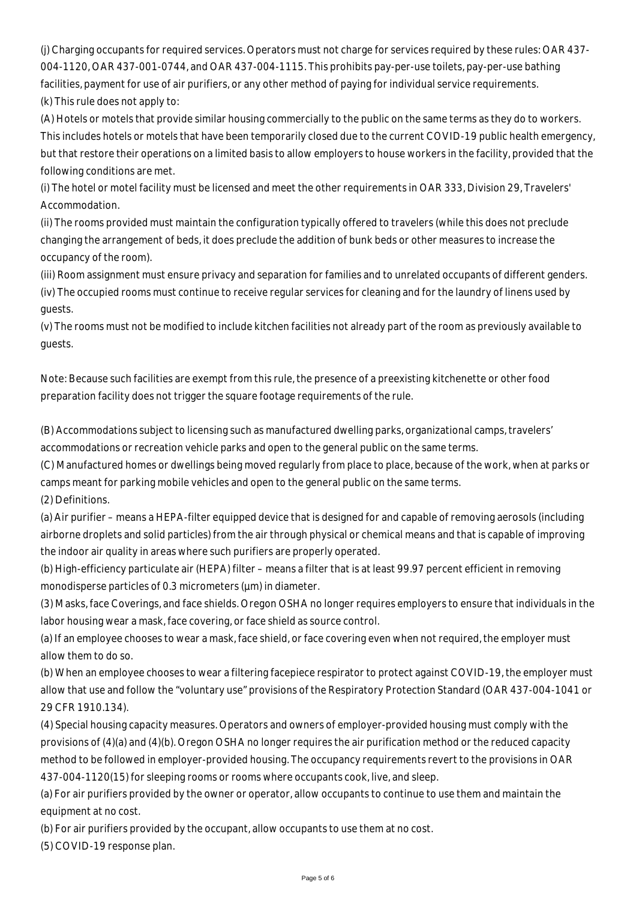(j) Charging occupants for required services. Operators must not charge for services required by these rules: OAR 437-004-1120, OAR 437-001-0744, and OAR 437-004-1115. This prohibits pay-per-use toilets, pay-per-use bathing facilities, payment for use of air purifiers, or any other method of paying for individual service requirements.

(k) This rule does not apply to:

(A) Hotels or motels that provide similar housing commercially to the public on the same terms as they do to workers. This includes hotels or motels that have been temporarily closed due to the current COVID-19 public health emergency, but that restore their operations on a limited basis to allow employers to house workers in the facility, provided that the following conditions are met.

(i) The hotel or motel facility must be licensed and meet the other requirements in OAR 333, Division 29, Travelers' Accommodation.

(ii) The rooms provided must maintain the configuration typically offered to travelers (while this does not preclude changing the arrangement of beds, it does preclude the addition of bunk beds or other measures to increase the occupancy of the room).

(iii) Room assignment must ensure privacy and separation for families and to unrelated occupants of different genders.

(iv) The occupied rooms must continue to receive regular services for cleaning and for the laundry of linens used by guests.

(v) The rooms must not be modified to include kitchen facilities not already part of the room as previously available to guests.

Note: Because such facilities are exempt from this rule, the presence of a preexisting kitchenette or other food preparation facility does not trigger the square footage requirements of the rule.

(B) Accommodations subject to licensing such as manufactured dwelling parks, organizational camps, travelers' accommodations or recreation vehicle parks and open to the general public on the same terms.

(C) Manufactured homes or dwellings being moved regularly from place to place, because of the work, when at parks or camps meant for parking mobile vehicles and open to the general public on the same terms.

(2) Definitions.

(a) Air purifier – means a HEPA-filter equipped device that is designed for and capable of removing aerosols (including airborne droplets and solid particles) from the air through physical or chemical means and that is capable of improving the indoor air quality in areas where such purifiers are properly operated.

(b) High-efficiency particulate air (HEPA) filter – means a filter that is at least 99.97 percent efficient in removing monodisperse particles of 0.3 micrometers (μm) in diameter.

(3) Masks, face Coverings, and face shields. Oregon OSHA no longer requires employers to ensure that individuals in the labor housing wear a mask, face covering, or face shield as source control.

(a) If an employee chooses to wear a mask, face shield, or face covering even when not required, the employer must allow them to do so.

(b) When an employee chooses to wear a filtering facepiece respirator to protect against COVID-19, the employer must allow that use and follow the "voluntary use" provisions of the Respiratory Protection Standard (OAR 437-004-1041 or 29 CFR 1910.134).

(4) Special housing capacity measures. Operators and owners of employer-provided housing must comply with the provisions of (4)(a) and (4)(b). Oregon OSHA no longer requires the air purification method or the reduced capacity method to be followed in employer-provided housing. The occupancy requirements revert to the provisions in OAR 437-004-1120(15) for sleeping rooms or rooms where occupants cook, live, and sleep.

(a) For air purifiers provided by the owner or operator, allow occupants to continue to use them and maintain the equipment at no cost.

(b) For air purifiers provided by the occupant, allow occupants to use them at no cost.

(5) COVID-19 response plan.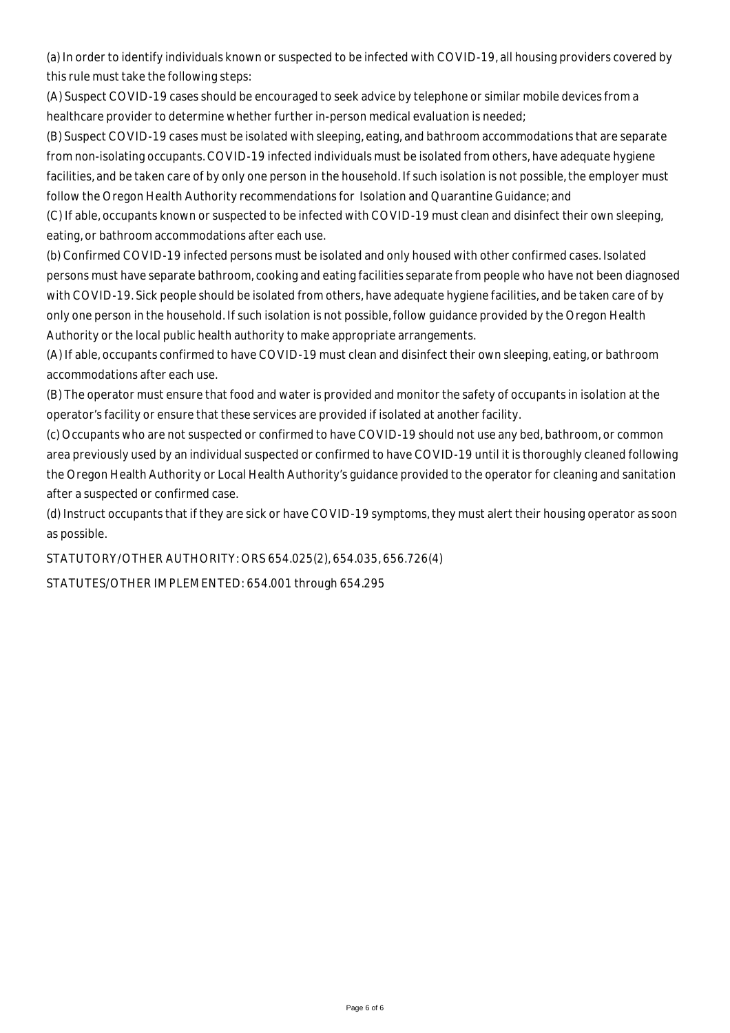(a) In order to identify individuals known or suspected to be infected with COVID-19, all housing providers covered by this rule must take the following steps:

(A) Suspect COVID-19 cases should be encouraged to seek advice by telephone or similar mobile devices from a healthcare provider to determine whether further in-person medical evaluation is needed;

(B) Suspect COVID-19 cases must be isolated with sleeping, eating, and bathroom accommodations that are separate from non-isolating occupants. COVID-19 infected individuals must be isolated from others, have adequate hygiene facilities, and be taken care of by only one person in the household. If such isolation is not possible, the employer must follow the Oregon Health Authority recommendations for Isolation and Quarantine Guidance; and

(C) If able, occupants known or suspected to be infected with COVID-19 must clean and disinfect their own sleeping, eating, or bathroom accommodations after each use.

(b) Confirmed COVID-19 infected persons must be isolated and only housed with other confirmed cases. Isolated persons must have separate bathroom, cooking and eating facilities separate from people who have not been diagnosed with COVID-19. Sick people should be isolated from others, have adequate hygiene facilities, and be taken care of by only one person in the household. If such isolation is not possible, follow guidance provided by the Oregon Health Authority or the local public health authority to make appropriate arrangements.

(A) If able, occupants confirmed to have COVID-19 must clean and disinfect their own sleeping, eating, or bathroom accommodations after each use.

(B) The operator must ensure that food and water is provided and monitor the safety of occupants in isolation at the operator's facility or ensure that these services are provided if isolated at another facility.

(c) Occupants who are not suspected or confirmed to have COVID-19 should not use any bed, bathroom, or common area previously used by an individual suspected or confirmed to have COVID-19 until it is thoroughly cleaned following the Oregon Health Authority or Local Health Authority's guidance provided to the operator for cleaning and sanitation after a suspected or confirmed case.

(d) Instruct occupants that if they are sick or have COVID-19 symptoms, they must alert their housing operator as soon as possible.

STATUTORY/OTHER AUTHORITY: ORS 654.025(2), 654.035, 656.726(4)

STATUTES/OTHER IMPLEMENTED: 654.001 through 654.295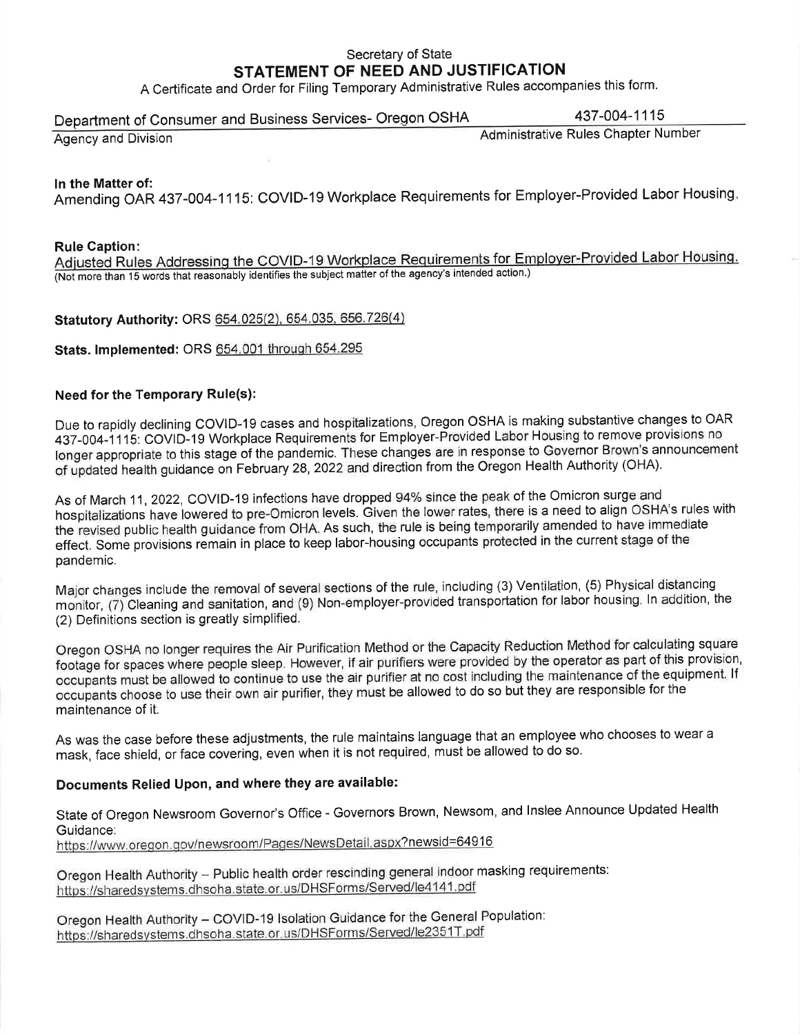# Secretary of State
## STATEMENT OF NEED AND JUSTIFICATION

A Certificate and Order for Filing Temporary Administrative Rules accompanies this form.

| Department of Consumer and Business Services- Oregon OSHA | 437-004-1115 |
|---|---|
| Agency and Division | Administrative Rules Chapter Number |

**In the Matter of:**
Amending OAR 437-004-1115: COVID-19 Workplace Requirements for Employer-Provided Labor Housing.

**Rule Caption:**
Adjusted Rules Addressing the COVID-19 Workplace Requirements for Employer-Provided Labor Housing.
(Not more than 15 words that reasonably identifies the subject matter of the agency's intended action.)

**Statutory Authority:** ORS 654.025(2), 654.035, 656.726(4)

**Stats. Implemented:** ORS 654.001 through 654.295

### Need for the Temporary Rule(s):

Due to rapidly declining COVID-19 cases and hospitalizations, Oregon OSHA is making substantive changes to OAR 437-004-1115: COVID-19 Workplace Requirements for Employer-Provided Labor Housing to remove provisions no longer appropriate to this stage of the pandemic. These changes are in response to Governor Brown's announcement of updated health guidance on February 28, 2022 and direction from the Oregon Health Authority (OHA).

As of March 11, 2022, COVID-19 infections have dropped 94% since the peak of the Omicron surge and hospitalizations have lowered to pre-Omicron levels. Given the lower rates, there is a need to align OSHA's rules with the revised public health guidance from OHA. As such, the rule is being temporarily amended to have immediate effect. Some provisions remain in place to keep labor-housing occupants protected in the current stage of the pandemic.

Major changes include the removal of several sections of the rule, including (3) Ventilation, (5) Physical distancing monitor, (7) Cleaning and sanitation, and (9) Non-employer-provided transportation for labor housing. In addition, the (2) Definitions section is greatly simplified.

Oregon OSHA no longer requires the Air Purification Method or the Capacity Reduction Method for calculating square footage for spaces where people sleep. However, if air purifiers were provided by the operator as part of this provision, occupants must be allowed to continue to use the air purifier at no cost including the maintenance of the equipment. If occupants choose to use their own air purifier, they must be allowed to do so but they are responsible for the maintenance of it.

As was the case before these adjustments, the rule maintains language that an employee who chooses to wear a mask, face shield, or face covering, even when it is not required, must be allowed to do so.

### Documents Relied Upon, and where they are available:

State of Oregon Newsroom Governor's Office - Governors Brown, Newsom, and Inslee Announce Updated Health Guidance:
https://www.oregon.gov/newsroom/Pages/NewsDetail.aspx?newsid=64916

Oregon Health Authority – Public health order rescinding general indoor masking requirements:
https://sharedsystems.dhsoha.state.or.us/DHSForms/Served/le4141.pdf

Oregon Health Authority – COVID-19 Isolation Guidance for the General Population:
https://sharedsystems.dhsoha.state.or.us/DHSForms/Served/le2351T.pdf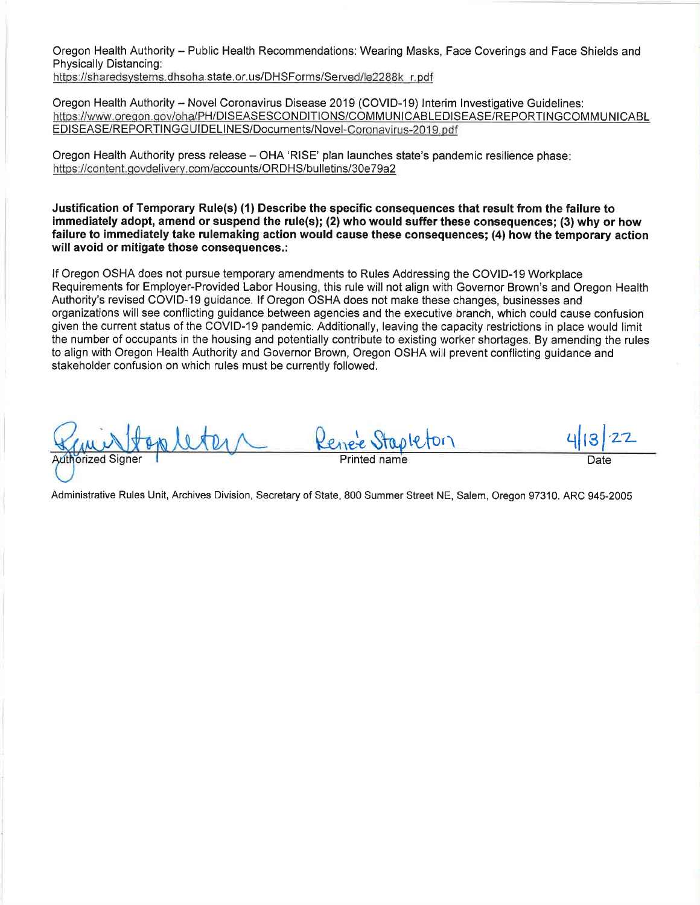Oregon Health Authority – Public Health Recommendations: Wearing Masks, Face Coverings and Face Shields and Physically Distancing:
https://sharedsystems.dhsoha.state.or.us/DHSForms/Served/le2288k_r.pdf

Oregon Health Authority – Novel Coronavirus Disease 2019 (COVID-19) Interim Investigative Guidelines:
https://www.oregon.gov/oha/PH/DISEASESCONDITIONS/COMMUNICABLEDISEASE/REPORTINGCOMMUNICABLEDISEASE/REPORTINGGUIDELINES/Documents/Novel-Coronavirus-2019.pdf

Oregon Health Authority press release – OHA 'RISE' plan launches state's pandemic resilience phase:
https://content.govdelivery.com/accounts/ORDHS/bulletins/30e79a2

**Justification of Temporary Rule(s) (1) Describe the specific consequences that result from the failure to immediately adopt, amend or suspend the rule(s); (2) who would suffer these consequences; (3) why or how failure to immediately take rulemaking action would cause these consequences; (4) how the temporary action will avoid or mitigate those consequences.:**

If Oregon OSHA does not pursue temporary amendments to Rules Addressing the COVID-19 Workplace Requirements for Employer-Provided Labor Housing, this rule will not align with Governor Brown's and Oregon Health Authority's revised COVID-19 guidance. If Oregon OSHA does not make these changes, businesses and organizations will see conflicting guidance between agencies and the executive branch, which could cause confusion given the current status of the COVID-19 pandemic. Additionally, leaving the capacity restrictions in place would limit the number of occupants in the housing and potentially contribute to existing worker shortages. By amending the rules to align with Oregon Health Authority and Governor Brown, Oregon OSHA will prevent conflicting guidance and stakeholder confusion on which rules must be currently followed.

| [Signature] | Renee Stapleton | 4/13/22 |
|---|---|---|
| Authorized Signer | Printed name | Date |

Administrative Rules Unit, Archives Division, Secretary of State, 800 Summer Street NE, Salem, Oregon 97310. ARC 945-2005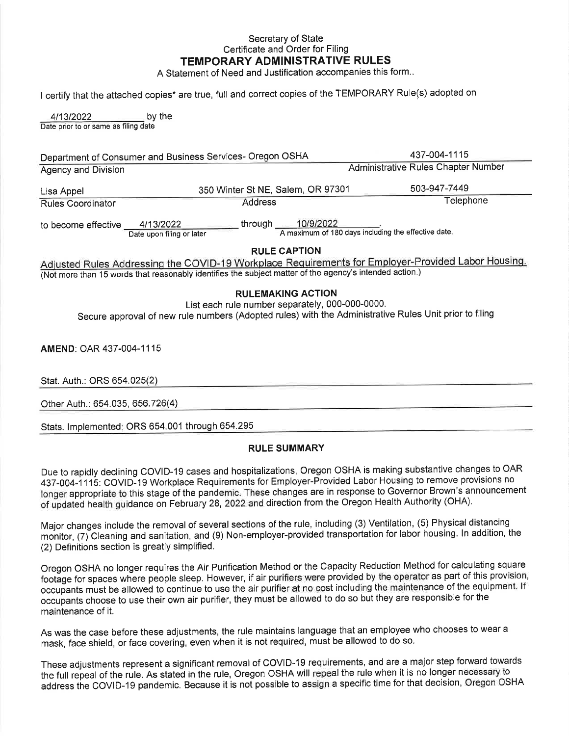Secretary of State
Certificate and Order for Filing

# TEMPORARY ADMINISTRATIVE RULES

A Statement of Need and Justification accompanies this form..

I certify that the attached copies* are true, full and correct copies of the TEMPORARY Rule(s) adopted on

4/13/2022 by the
Date prior to or same as filing date

| Department of Consumer and Business Services- Oregon OSHA | | 437-004-1115 |
|---|---|---|
| Agency and Division | | Administrative Rules Chapter Number |
| Lisa Appel | 350 Winter St NE, Salem, OR 97301 | 503-947-7449 |
| Rules Coordinator | Address | Telephone |

to become effective 4/13/2022 (Date upon filing or later) through 10/9/2022 (A maximum of 180 days including the effective date).

## RULE CAPTION

Adjusted Rules Addressing the COVID-19 Workplace Requirements for Employer-Provided Labor Housing.
(Not more than 15 words that reasonably identifies the subject matter of the agency's intended action.)

## RULEMAKING ACTION

List each rule number separately, 000-000-0000.
Secure approval of new rule numbers (Adopted rules) with the Administrative Rules Unit prior to filing

**AMEND**: OAR 437-004-1115

Stat. Auth.: ORS 654.025(2)

Other Auth.: 654.035, 656.726(4)

Stats. Implemented: ORS 654.001 through 654.295

## RULE SUMMARY

Due to rapidly declining COVID-19 cases and hospitalizations, Oregon OSHA is making substantive changes to OAR 437-004-1115: COVID-19 Workplace Requirements for Employer-Provided Labor Housing to remove provisions no longer appropriate to this stage of the pandemic. These changes are in response to Governor Brown's announcement of updated health guidance on February 28, 2022 and direction from the Oregon Health Authority (OHA).

Major changes include the removal of several sections of the rule, including (3) Ventilation, (5) Physical distancing monitor, (7) Cleaning and sanitation, and (9) Non-employer-provided transportation for labor housing. In addition, the (2) Definitions section is greatly simplified.

Oregon OSHA no longer requires the Air Purification Method or the Capacity Reduction Method for calculating square footage for spaces where people sleep. However, if air purifiers were provided by the operator as part of this provision, occupants must be allowed to continue to use the air purifier at no cost including the maintenance of the equipment. If occupants choose to use their own air purifier, they must be allowed to do so but they are responsible for the maintenance of it.

As was the case before these adjustments, the rule maintains language that an employee who chooses to wear a mask, face shield, or face covering, even when it is not required, must be allowed to do so.

These adjustments represent a significant removal of COVID-19 requirements, and are a major step forward towards the full repeal of the rule. As stated in the rule, Oregon OSHA will repeal the rule when it is no longer necessary to address the COVID-19 pandemic. Because it is not possible to assign a specific time for that decision, Oregon OSHA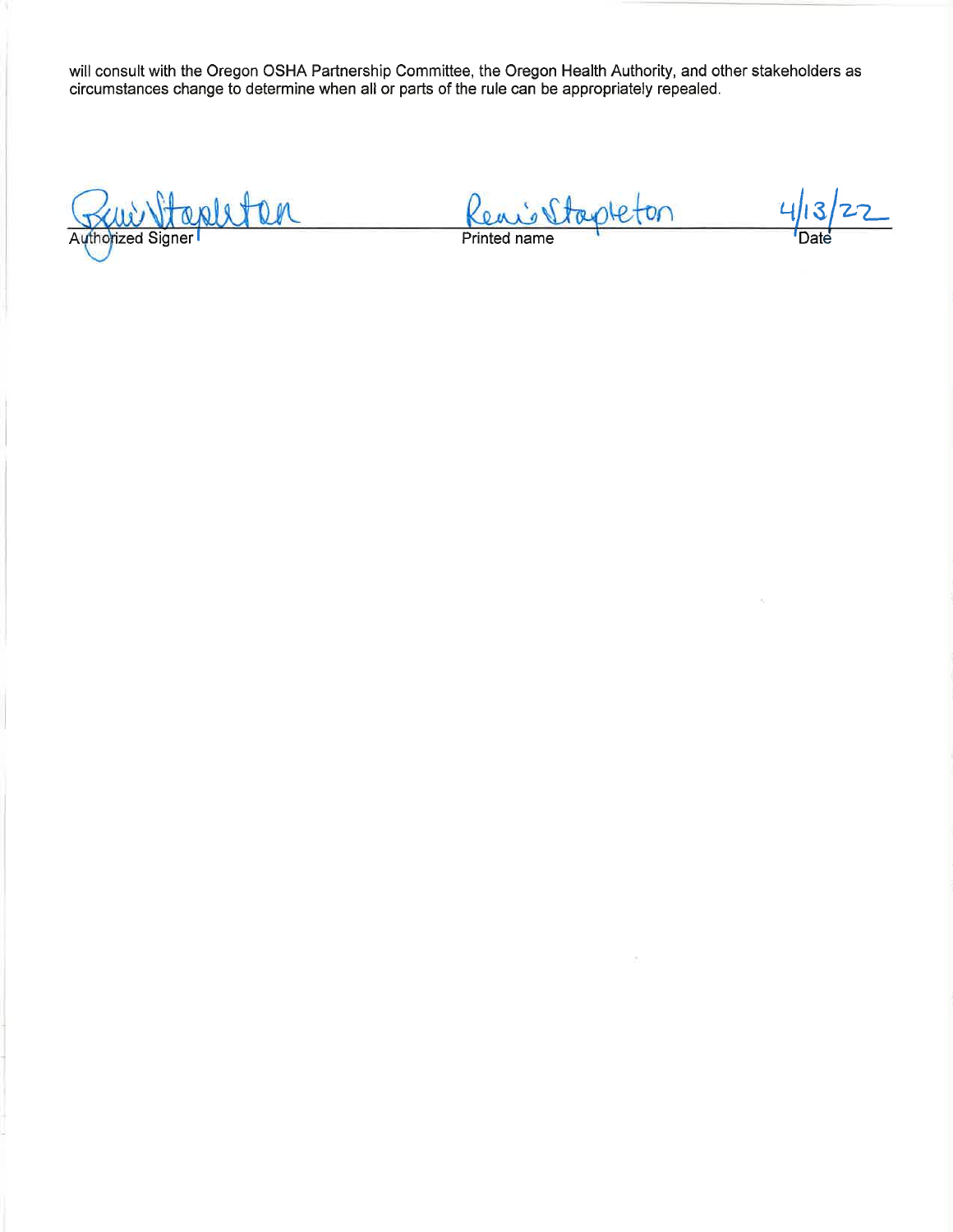will consult with the Oregon OSHA Partnership Committee, the Oregon Health Authority, and other stakeholders as circumstances change to determine when all or parts of the rule can be appropriately repealed.

Renie Stapleton ________________ Renie Stapleton ________________ 4/13/22

Authorized Signer Printed name Date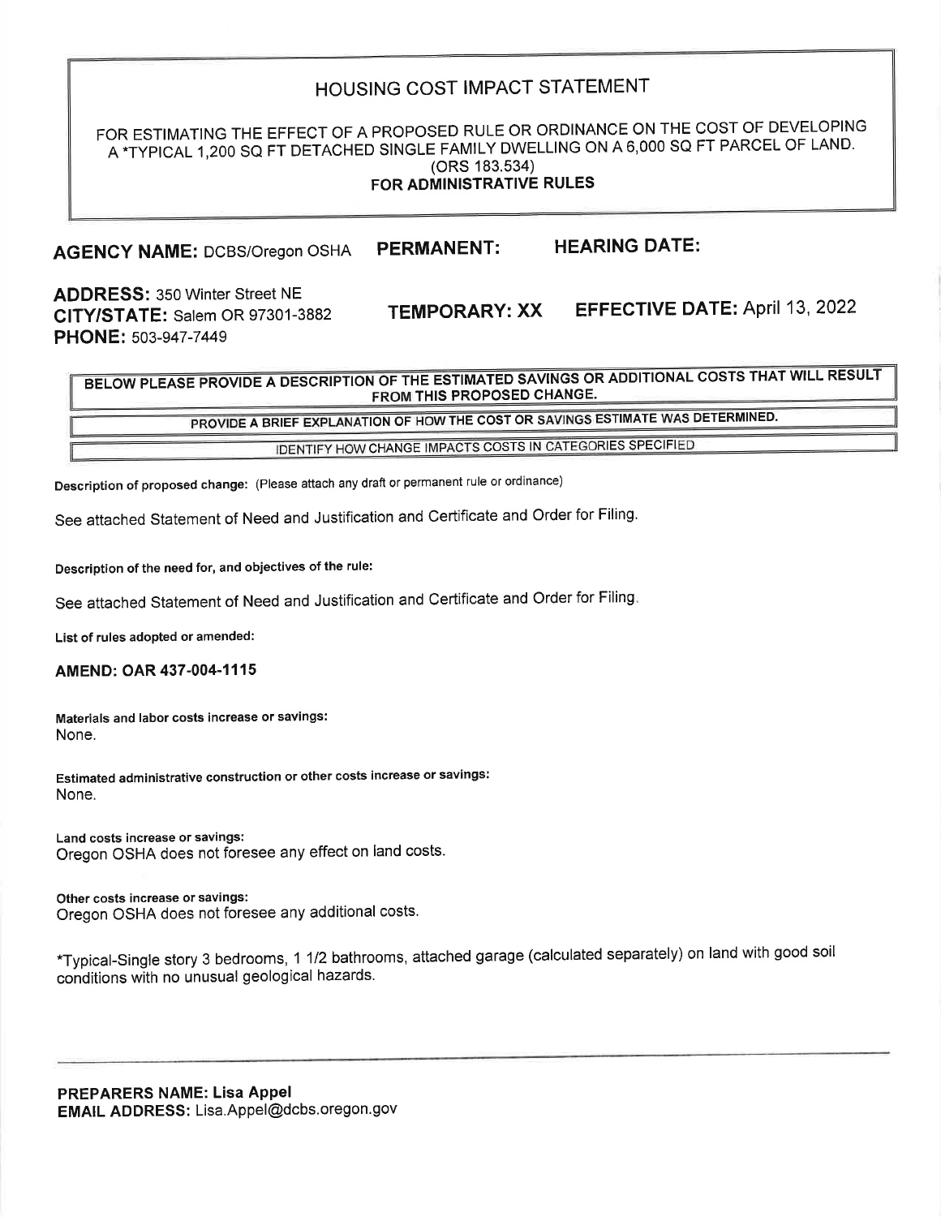# HOUSING COST IMPACT STATEMENT

FOR ESTIMATING THE EFFECT OF A PROPOSED RULE OR ORDINANCE ON THE COST OF DEVELOPING A *TYPICAL 1,200 SQ FT DETACHED SINGLE FAMILY DWELLING ON A 6,000 SQ FT PARCEL OF LAND.
(ORS 183.534)
**FOR ADMINISTRATIVE RULES**

**AGENCY NAME:** DCBS/Oregon OSHA **PERMANENT:** **HEARING DATE:**

**ADDRESS:** 350 Winter Street NE
**CITY/STATE:** Salem OR 97301-3882 **TEMPORARY: XX** **EFFECTIVE DATE:** April 13, 2022
**PHONE:** 503-947-7449

**BELOW PLEASE PROVIDE A DESCRIPTION OF THE ESTIMATED SAVINGS OR ADDITIONAL COSTS THAT WILL RESULT FROM THIS PROPOSED CHANGE.**

**PROVIDE A BRIEF EXPLANATION OF HOW THE COST OR SAVINGS ESTIMATE WAS DETERMINED.**

IDENTIFY HOW CHANGE IMPACTS COSTS IN CATEGORIES SPECIFIED

**Description of proposed change:** (Please attach any draft or permanent rule or ordinance)

See attached Statement of Need and Justification and Certificate and Order for Filing.

**Description of the need for, and objectives of the rule:**

See attached Statement of Need and Justification and Certificate and Order for Filing.

**List of rules adopted or amended:**

**AMEND: OAR 437-004-1115**

**Materials and labor costs increase or savings:**
None.

**Estimated administrative construction or other costs increase or savings:**
None.

**Land costs increase or savings:**
Oregon OSHA does not foresee any effect on land costs.

**Other costs increase or savings:**
Oregon OSHA does not foresee any additional costs.

*Typical-Single story 3 bedrooms, 1 1/2 bathrooms, attached garage (calculated separately) on land with good soil conditions with no unusual geological hazards.

---

**PREPARERS NAME: Lisa Appel**
**EMAIL ADDRESS:** Lisa.Appel@dcbs.oregon.gov